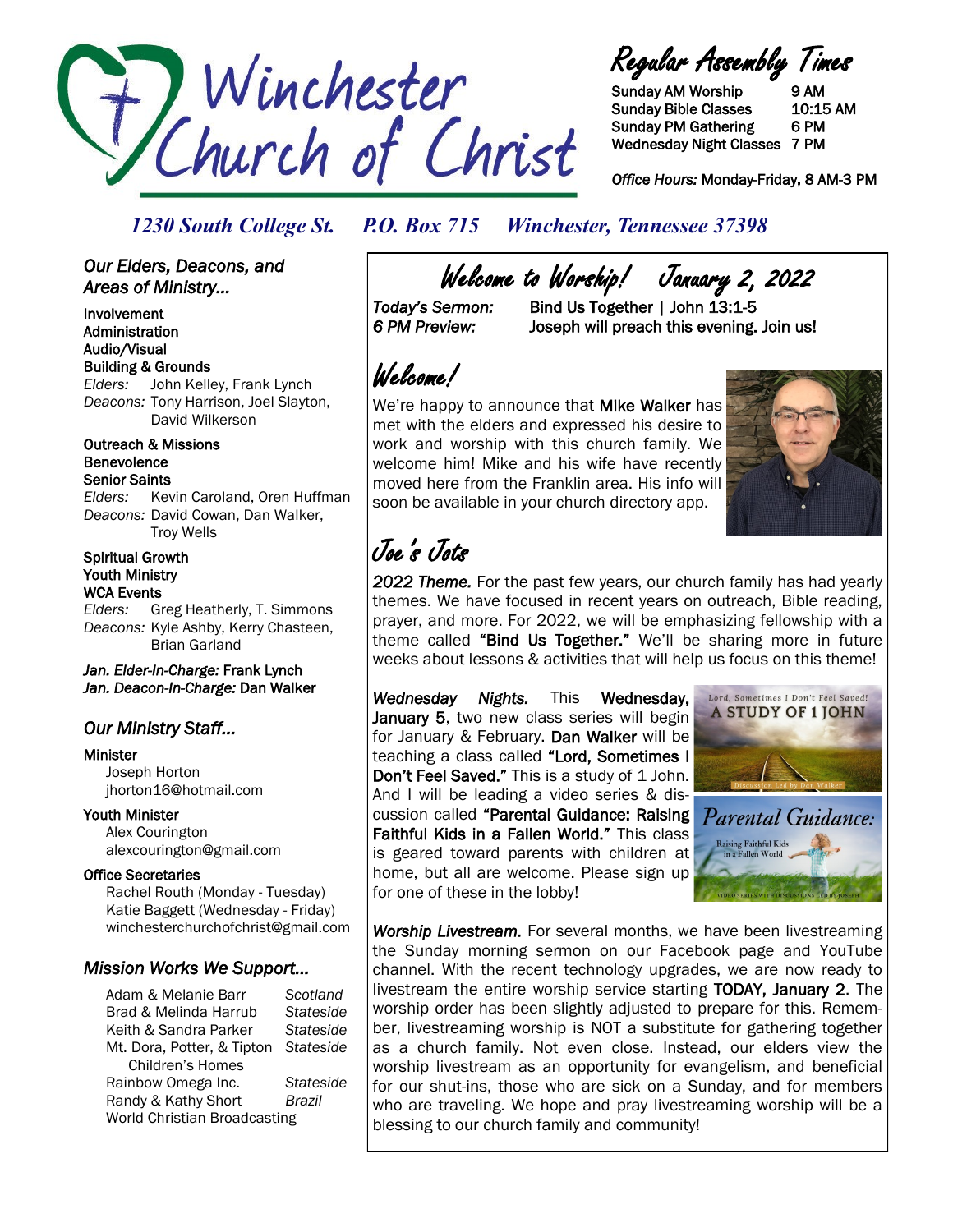# Winchester Church of Christ

## Regular Assembly Times

| | |
|---|---|
| Sunday AM Worship | 9 AM |
| Sunday Bible Classes | 10:15 AM |
| Sunday PM Gathering | 6 PM |
| Wednesday Night Classes | 7 PM |

*Office Hours:* Monday-Friday, 8 AM-3 PM

*1230 South College St.   P.O. Box 715   Winchester, Tennessee 37398*

## *Our Elders, Deacons, and Areas of Ministry...*

**Involvement**
**Administration**
**Audio/Visual**
**Building & Grounds**
*Elders:* John Kelley, Frank Lynch
*Deacons:* Tony Harrison, Joel Slayton, David Wilkerson

**Outreach & Missions**
**Benevolence**
**Senior Saints**
*Elders:* Kevin Caroland, Oren Huffman
*Deacons:* David Cowan, Dan Walker, Troy Wells

**Spiritual Growth**
**Youth Ministry**
**WCA Events**
*Elders:* Greg Heatherly, T. Simmons
*Deacons:* Kyle Ashby, Kerry Chasteen, Brian Garland

*Jan. Elder-In-Charge:* Frank Lynch
*Jan. Deacon-In-Charge:* Dan Walker

## *Our Ministry Staff...*

**Minister**
Joseph Horton
jhorton16@hotmail.com

**Youth Minister**
Alex Courington
alexcourington@gmail.com

**Office Secretaries**
Rachel Routh (Monday - Tuesday)
Katie Baggett (Wednesday - Friday)
winchesterchurchofchrist@gmail.com

## *Mission Works We Support...*

| | |
|---|---|
| Adam & Melanie Barr | *Scotland* |
| Brad & Melinda Harrub | *Stateside* |
| Keith & Sandra Parker | *Stateside* |
| Mt. Dora, Potter, & Tipton Children's Homes | *Stateside* |
| Rainbow Omega Inc. | *Stateside* |
| Randy & Kathy Short | *Brazil* |
| World Christian Broadcasting | |

## Welcome to Worship! January 2, 2022

*Today's Sermon:* Bind Us Together | John 13:1-5
*6 PM Preview:* Joseph will preach this evening. Join us!

## Welcome!

We're happy to announce that **Mike Walker** has met with the elders and expressed his desire to work and worship with this church family. We welcome him! Mike and his wife have recently moved here from the Franklin area. His info will soon be available in your church directory app.

## Joe's Jots

***2022 Theme.*** For the past few years, our church family has had yearly themes. We have focused in recent years on outreach, Bible reading, prayer, and more. For 2022, we will be emphasizing fellowship with a theme called **"Bind Us Together."** We'll be sharing more in future weeks about lessons & activities that will help us focus on this theme!

***Wednesday Nights.*** This **Wednesday, January 5**, two new class series will begin for January & February. **Dan Walker** will be teaching a class called **"Lord, Sometimes I Don't Feel Saved."** This is a study of 1 John. And I will be leading a video series & discussion called **"Parental Guidance: Raising Faithful Kids in a Fallen World."** This class is geared toward parents with children at home, but all are welcome. Please sign up for one of these in the lobby!

***Worship Livestream.*** For several months, we have been livestreaming the Sunday morning sermon on our Facebook page and YouTube channel. With the recent technology upgrades, we are now ready to livestream the entire worship service starting **TODAY, January 2**. The worship order has been slightly adjusted to prepare for this. Remember, livestreaming worship is NOT a substitute for gathering together as a church family. Not even close. Instead, our elders view the worship livestream as an opportunity for evangelism, and beneficial for our shut-ins, those who are sick on a Sunday, and for members who are traveling. We hope and pray livestreaming worship will be a blessing to our church family and community!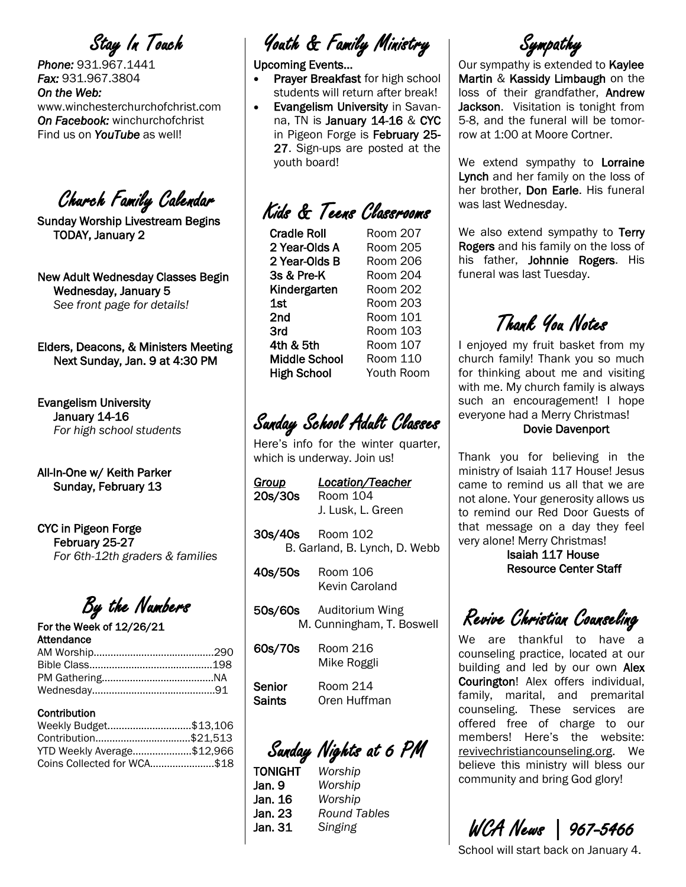## Stay In Touch

*Phone:* 931.967.1441
*Fax:* 931.967.3804
*On the Web:*
www.winchesterchurchofchrist.com
*On Facebook:* winchurchofchrist
Find us on *YouTube* as well!

## Church Family Calendar

**Sunday Worship Livestream Begins**
**TODAY, January 2**

**New Adult Wednesday Classes Begin**
**Wednesday, January 5**
*See front page for details!*

**Elders, Deacons, & Ministers Meeting**
**Next Sunday, Jan. 9 at 4:30 PM**

**Evangelism University**
**January 14-16**
*For high school students*

**All-In-One w/ Keith Parker**
**Sunday, February 13**

**CYC in Pigeon Forge**
**February 25-27**
*For 6th-12th graders & families*

## By the Numbers

**For the Week of 12/26/21**

**Attendance**

| | |
|---|---|
| AM Worship | 290 |
| Bible Class | 198 |
| PM Gathering | NA |
| Wednesday | 91 |

**Contribution**

| | |
|---|---|
| Weekly Budget | $13,106 |
| Contribution | $21,513 |
| YTD Weekly Average | $12,966 |
| Coins Collected for WCA | $18 |

## Youth & Family Ministry

**Upcoming Events...**

- **Prayer Breakfast** for high school students will return after break!
- **Evangelism University** in Savanna, TN is **January 14-16** & **CYC** in Pigeon Forge is **February 25-27**. Sign-ups are posted at the youth board!

## Kids & Teens Classrooms

| | |
|---|---|
| **Cradle Roll** | Room 207 |
| **2 Year-Olds A** | Room 205 |
| **2 Year-Olds B** | Room 206 |
| **3s & Pre-K** | Room 204 |
| **Kindergarten** | Room 202 |
| **1st** | Room 203 |
| **2nd** | Room 101 |
| **3rd** | Room 103 |
| **4th & 5th** | Room 107 |
| **Middle School** | Room 110 |
| **High School** | Youth Room |

## Sunday School Adult Classes

Here's info for the winter quarter, which is underway. Join us!

| *Group* | *Location/Teacher* |
|---|---|
| **20s/30s** | Room 104<br>J. Lusk, L. Green |
| **30s/40s** | Room 102<br>B. Garland, B. Lynch, D. Webb |
| **40s/50s** | Room 106<br>Kevin Caroland |
| **50s/60s** | Auditorium Wing<br>M. Cunningham, T. Boswell |
| **60s/70s** | Room 216<br>Mike Roggli |
| **Senior Saints** | Room 214<br>Oren Huffman |

## Sunday Nights at 6 PM

| | |
|---|---|
| **TONIGHT** | *Worship* |
| **Jan. 9** | *Worship* |
| **Jan. 16** | *Worship* |
| **Jan. 23** | *Round Tables* |
| **Jan. 31** | *Singing* |

## Sympathy

Our sympathy is extended to **Kaylee Martin** & **Kassidy Limbaugh** on the loss of their grandfather, **Andrew Jackson**. Visitation is tonight from 5-8, and the funeral will be tomorrow at 1:00 at Moore Cortner.

We extend sympathy to **Lorraine Lynch** and her family on the loss of her brother, **Don Earle**. His funeral was last Wednesday.

We also extend sympathy to **Terry Rogers** and his family on the loss of his father, **Johnnie Rogers**. His funeral was last Tuesday.

## Thank You Notes

I enjoyed my fruit basket from my church family! Thank you so much for thinking about me and visiting with me. My church family is always such an encouragement! I hope everyone had a Merry Christmas!
**Dovie Davenport**

Thank you for believing in the ministry of Isaiah 117 House! Jesus came to remind us all that we are not alone. Your generosity allows us to remind our Red Door Guests of that message on a day they feel very alone! Merry Christmas!
**Isaiah 117 House**
**Resource Center Staff**

## Revive Christian Counseling

We are thankful to have a counseling practice, located at our building and led by our own **Alex Courington**! Alex offers individual, family, marital, and premarital counseling. These services are offered free of charge to our members! Here's the website: revivechristiancounseling.org. We believe this ministry will bless our community and bring God glory!

## WCA News | 967-5466

School will start back on January 4.